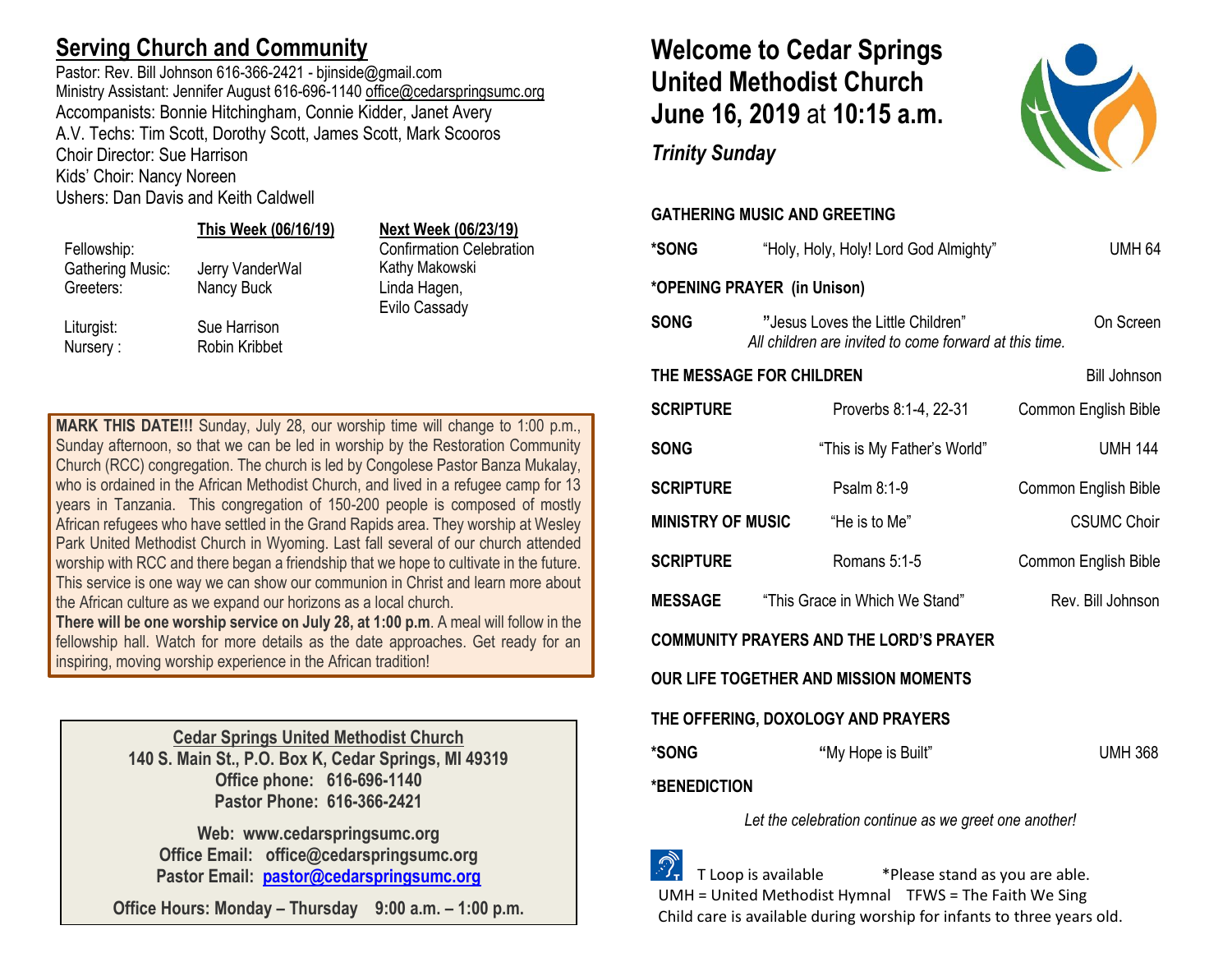## Serving Church and Community

Pastor: Rev. Bill Johnson 616-366-2421 - bjinside@gmail.com
Ministry Assistant: Jennifer August 616-696-1140 office@cedarspringsumc.org
Accompanists: Bonnie Hitchingham, Connie Kidder, Janet Avery
A.V. Techs: Tim Scott, Dorothy Scott, James Scott, Mark Scooros
Choir Director: Sue Harrison
Kids' Choir: Nancy Noreen
Ushers: Dan Davis and Keith Caldwell

| | This Week (06/16/19) | Next Week (06/23/19) |
|---|---|---|
| Fellowship: | | Confirmation Celebration |
| Gathering Music: | Jerry VanderWal | Kathy Makowski |
| Greeters: | Nancy Buck | Linda Hagen, Evilo Cassady |
| Liturgist: | Sue Harrison | |
| Nursery : | Robin Kribbet | |

**MARK THIS DATE!!!** Sunday, July 28, our worship time will change to 1:00 p.m., Sunday afternoon, so that we can be led in worship by the Restoration Community Church (RCC) congregation. The church is led by Congolese Pastor Banza Mukalay, who is ordained in the African Methodist Church, and lived in a refugee camp for 13 years in Tanzania. This congregation of 150-200 people is composed of mostly African refugees who have settled in the Grand Rapids area. They worship at Wesley Park United Methodist Church in Wyoming. Last fall several of our church attended worship with RCC and there began a friendship that we hope to cultivate in the future. This service is one way we can show our communion in Christ and learn more about the African culture as we expand our horizons as a local church.
**There will be one worship service on July 28, at 1:00 p.m**. A meal will follow in the fellowship hall. Watch for more details as the date approaches. Get ready for an inspiring, moving worship experience in the African tradition!

**Cedar Springs United Methodist Church**
**140 S. Main St., P.O. Box K, Cedar Springs, MI 49319**
**Office phone: 616-696-1140**
**Pastor Phone: 616-366-2421**

**Web: www.cedarspringsumc.org**
**Office Email: office@cedarspringsumc.org**
**Pastor Email: pastor@cedarspringsumc.org**

**Office Hours: Monday – Thursday 9:00 a.m. – 1:00 p.m.**

# Welcome to Cedar Springs United Methodist Church June 16, 2019 at 10:15 a.m.

***Trinity Sunday***

**GATHERING MUSIC AND GREETING**

**\*SONG** "Holy, Holy, Holy! Lord God Almighty" UMH 64

**\*OPENING PRAYER (in Unison)**

**SONG** "Jesus Loves the Little Children" On Screen
*All children are invited to come forward at this time.*

**THE MESSAGE FOR CHILDREN** Bill Johnson

**SCRIPTURE** Proverbs 8:1-4, 22-31 Common English Bible

**SONG** "This is My Father's World" UMH 144

**SCRIPTURE** Psalm 8:1-9 Common English Bible

**MINISTRY OF MUSIC** "He is to Me" CSUMC Choir

**SCRIPTURE** Romans 5:1-5 Common English Bible

**MESSAGE** "This Grace in Which We Stand" Rev. Bill Johnson

**COMMUNITY PRAYERS AND THE LORD'S PRAYER**

**OUR LIFE TOGETHER AND MISSION MOMENTS**

**THE OFFERING, DOXOLOGY AND PRAYERS**

**\*SONG** "My Hope is Built" UMH 368

**\*BENEDICTION**

*Let the celebration continue as we greet one another!*

T Loop is available *Please stand as you are able.
UMH = United Methodist Hymnal TFWS = The Faith We Sing
Child care is available during worship for infants to three years old.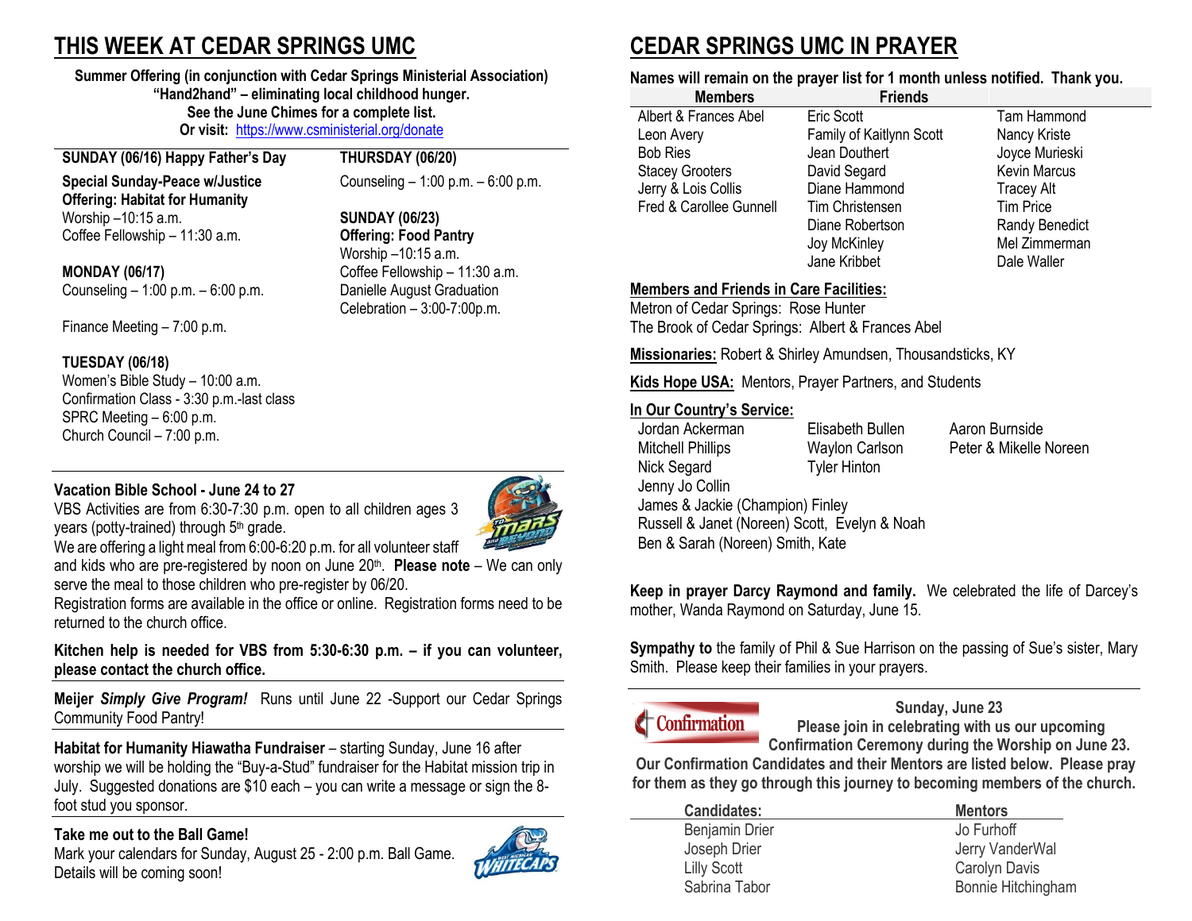# THIS WEEK AT CEDAR SPRINGS UMC

**Summer Offering (in conjunction with Cedar Springs Ministerial Association)**
**"Hand2hand" – eliminating local childhood hunger.**
**See the June Chimes for a complete list.**
**Or visit:** https://www.csministerial.org/donate

**SUNDAY (06/16) Happy Father's Day**

**Special Sunday-Peace w/Justice**
**Offering: Habitat for Humanity**
Worship –10:15 a.m.
Coffee Fellowship – 11:30 a.m.

**MONDAY (06/17)**
Counseling – 1:00 p.m. – 6:00 p.m.

Finance Meeting – 7:00 p.m.

**TUESDAY (06/18)**
Women's Bible Study – 10:00 a.m.
Confirmation Class - 3:30 p.m.-last class
SPRC Meeting – 6:00 p.m.
Church Council – 7:00 p.m.

**THURSDAY (06/20)**
Counseling – 1:00 p.m. – 6:00 p.m.

**SUNDAY (06/23)**
**Offering: Food Pantry**
Worship –10:15 a.m.
Coffee Fellowship – 11:30 a.m.
Danielle August Graduation Celebration – 3:00-7:00p.m.

**Vacation Bible School - June 24 to 27**
VBS Activities are from 6:30-7:30 p.m. open to all children ages 3 years (potty-trained) through 5th grade.
We are offering a light meal from 6:00-6:20 p.m. for all volunteer staff and kids who are pre-registered by noon on June 20th. **Please note** – We can only serve the meal to those children who pre-register by 06/20.
Registration forms are available in the office or online. Registration forms need to be returned to the church office.

**Kitchen help is needed for VBS from 5:30-6:30 p.m. – if you can volunteer, please contact the church office.**

**Meijer *Simply Give Program!*** Runs until June 22 -Support our Cedar Springs Community Food Pantry!

**Habitat for Humanity Hiawatha Fundraiser** – starting Sunday, June 16 after worship we will be holding the "Buy-a-Stud" fundraiser for the Habitat mission trip in July. Suggested donations are $10 each – you can write a message or sign the 8-foot stud you sponsor.

**Take me out to the Ball Game!**
Mark your calendars for Sunday, August 25 - 2:00 p.m. Ball Game. Details will be coming soon!

# CEDAR SPRINGS UMC IN PRAYER

**Names will remain on the prayer list for 1 month unless notified. Thank you.**

| Members | Friends | |
|---|---|---|
| Albert & Frances Abel | Eric Scott | Tam Hammond |
| Leon Avery | Family of Kaitlynn Scott | Nancy Kriste |
| Bob Ries | Jean Douthert | Joyce Murieski |
| Stacey Grooters | David Segard | Kevin Marcus |
| Jerry & Lois Collis | Diane Hammond | Tracey Alt |
| Fred & Carollee Gunnell | Tim Christensen | Tim Price |
| | Diane Robertson | Randy Benedict |
| | Joy McKinley | Mel Zimmerman |
| | Jane Kribbet | Dale Waller |

**Members and Friends in Care Facilities:**
Metron of Cedar Springs: Rose Hunter
The Brook of Cedar Springs: Albert & Frances Abel

**Missionaries:** Robert & Shirley Amundsen, Thousandsticks, KY

**Kids Hope USA:** Mentors, Prayer Partners, and Students

**In Our Country's Service:**
Jordan Ackerman, Elisabeth Bullen, Aaron Burnside
Mitchell Phillips, Waylon Carlson, Peter & Mikelle Noreen
Nick Segard, Tyler Hinton
Jenny Jo Collin
James & Jackie (Champion) Finley
Russell & Janet (Noreen) Scott, Evelyn & Noah
Ben & Sarah (Noreen) Smith, Kate

**Keep in prayer Darcy Raymond and family.** We celebrated the life of Darcey's mother, Wanda Raymond on Saturday, June 15.

**Sympathy to** the family of Phil & Sue Harrison on the passing of Sue's sister, Mary Smith. Please keep their families in your prayers.

Confirmation

**Sunday, June 23**
**Please join in celebrating with us our upcoming Confirmation Ceremony during the Worship on June 23.**
**Our Confirmation Candidates and their Mentors are listed below. Please pray for them as they go through this journey to becoming members of the church.**

| Candidates: | Mentors |
|---|---|
| Benjamin Drier | Jo Furhoff |
| Joseph Drier | Jerry VanderWal |
| Lilly Scott | Carolyn Davis |
| Sabrina Tabor | Bonnie Hitchingham |